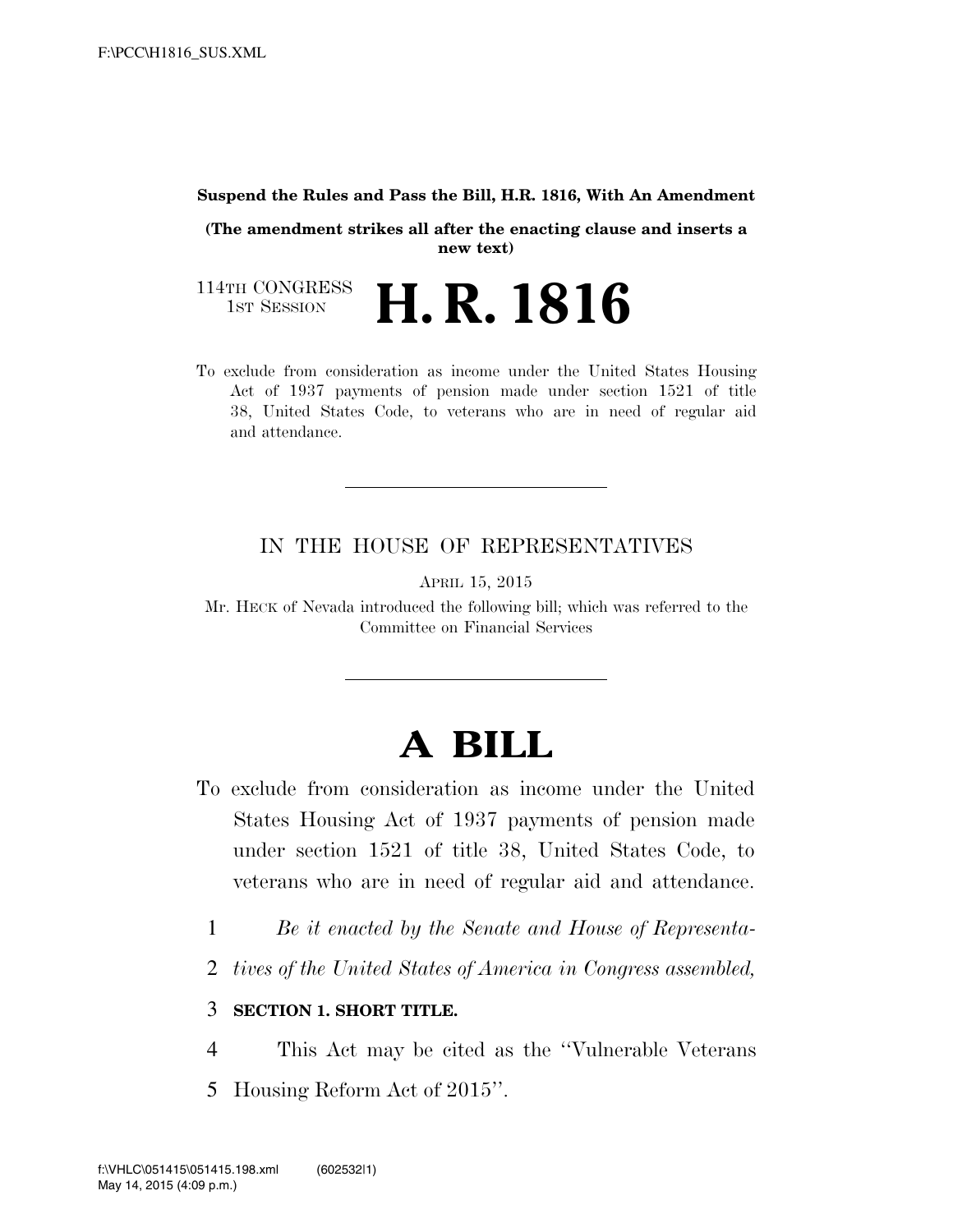**Suspend the Rules and Pass the Bill, H.R. 1816, With An Amendment**

**(The amendment strikes all after the enacting clause and inserts a new text)**

114TH CONGRESS
1ST SESSION

# H. R. 1816

To exclude from consideration as income under the United States Housing Act of 1937 payments of pension made under section 1521 of title 38, United States Code, to veterans who are in need of regular aid and attendance.

IN THE HOUSE OF REPRESENTATIVES

APRIL 15, 2015

Mr. HECK of Nevada introduced the following bill; which was referred to the Committee on Financial Services

# A BILL

To exclude from consideration as income under the United States Housing Act of 1937 payments of pension made under section 1521 of title 38, United States Code, to veterans who are in need of regular aid and attendance.

1 *Be it enacted by the Senate and House of Representa-*
2 *tives of the United States of America in Congress assembled,*

3 **SECTION 1. SHORT TITLE.**

4 This Act may be cited as the ''Vulnerable Veterans
5 Housing Reform Act of 2015''.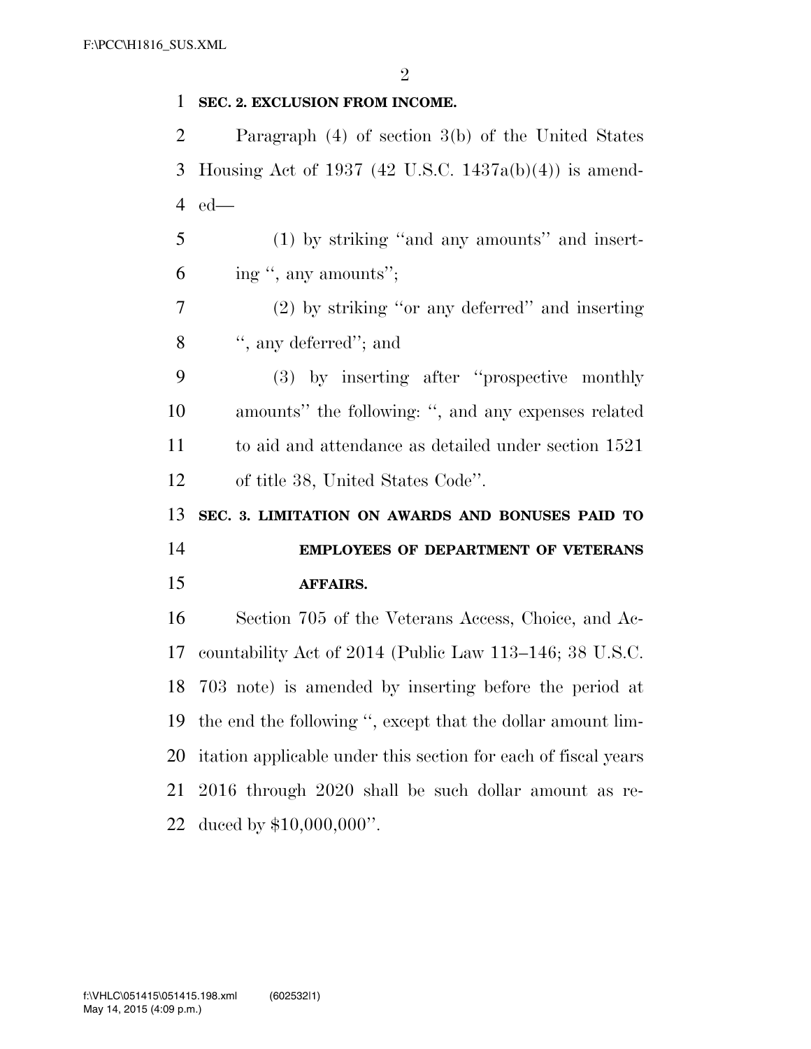**SEC. 2. EXCLUSION FROM INCOME.**

Paragraph (4) of section 3(b) of the United States Housing Act of 1937 (42 U.S.C. 1437a(b)(4)) is amended—

(1) by striking "and any amounts" and inserting ", any amounts";

(2) by striking "or any deferred" and inserting ", any deferred"; and

(3) by inserting after "prospective monthly amounts" the following: ", and any expenses related to aid and attendance as detailed under section 1521 of title 38, United States Code".

**SEC. 3. LIMITATION ON AWARDS AND BONUSES PAID TO EMPLOYEES OF DEPARTMENT OF VETERANS AFFAIRS.**

Section 705 of the Veterans Access, Choice, and Accountability Act of 2014 (Public Law 113–146; 38 U.S.C. 703 note) is amended by inserting before the period at the end the following ", except that the dollar amount limitation applicable under this section for each of fiscal years 2016 through 2020 shall be such dollar amount as reduced by $10,000,000".